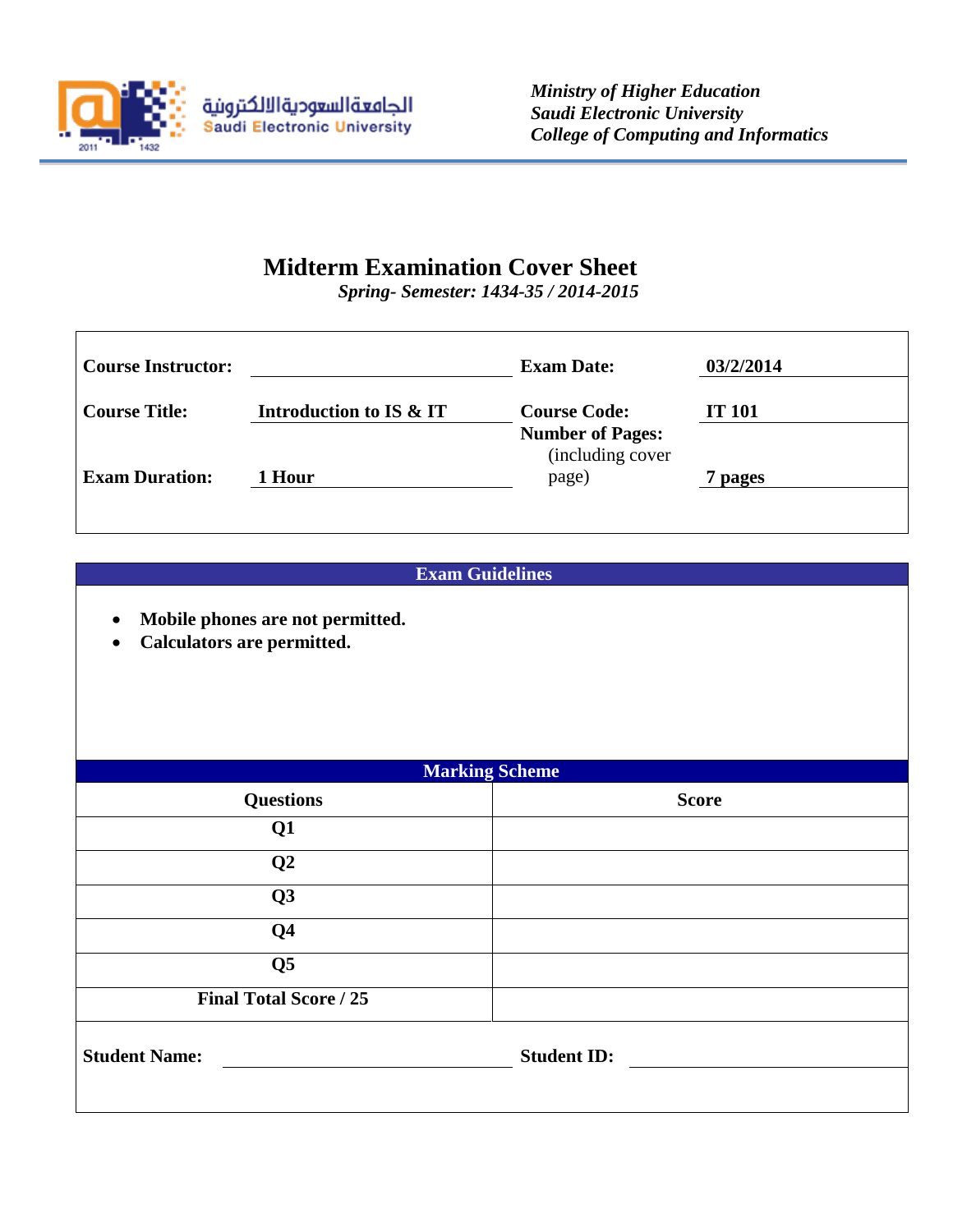الجامعة السعودية الالكترونية
Saudi Electronic University

*Ministry of Higher Education*
*Saudi Electronic University*
*College of Computing and Informatics*

# Midterm Examination Cover Sheet

*Spring- Semester: 1434-35 / 2014-2015*

| | | | |
|---|---|---|---|
| **Course Instructor:** | | **Exam Date:** | **03/2/2014** |
| **Course Title:** | **Introduction to IS & IT** | **Course Code:** | **IT 101** |
| **Exam Duration:** | **1 Hour** | **Number of Pages:** (including cover page) | **7 pages** |

## Exam Guidelines

- **Mobile phones are not permitted.**
- **Calculators are permitted.**

## Marking Scheme

| Questions | Score |
|---|---|
| **Q1** | |
| **Q2** | |
| **Q3** | |
| **Q4** | |
| **Q5** | |
| **Final Total Score / 25** | |

**Student Name:** ____________________ **Student ID:** ____________________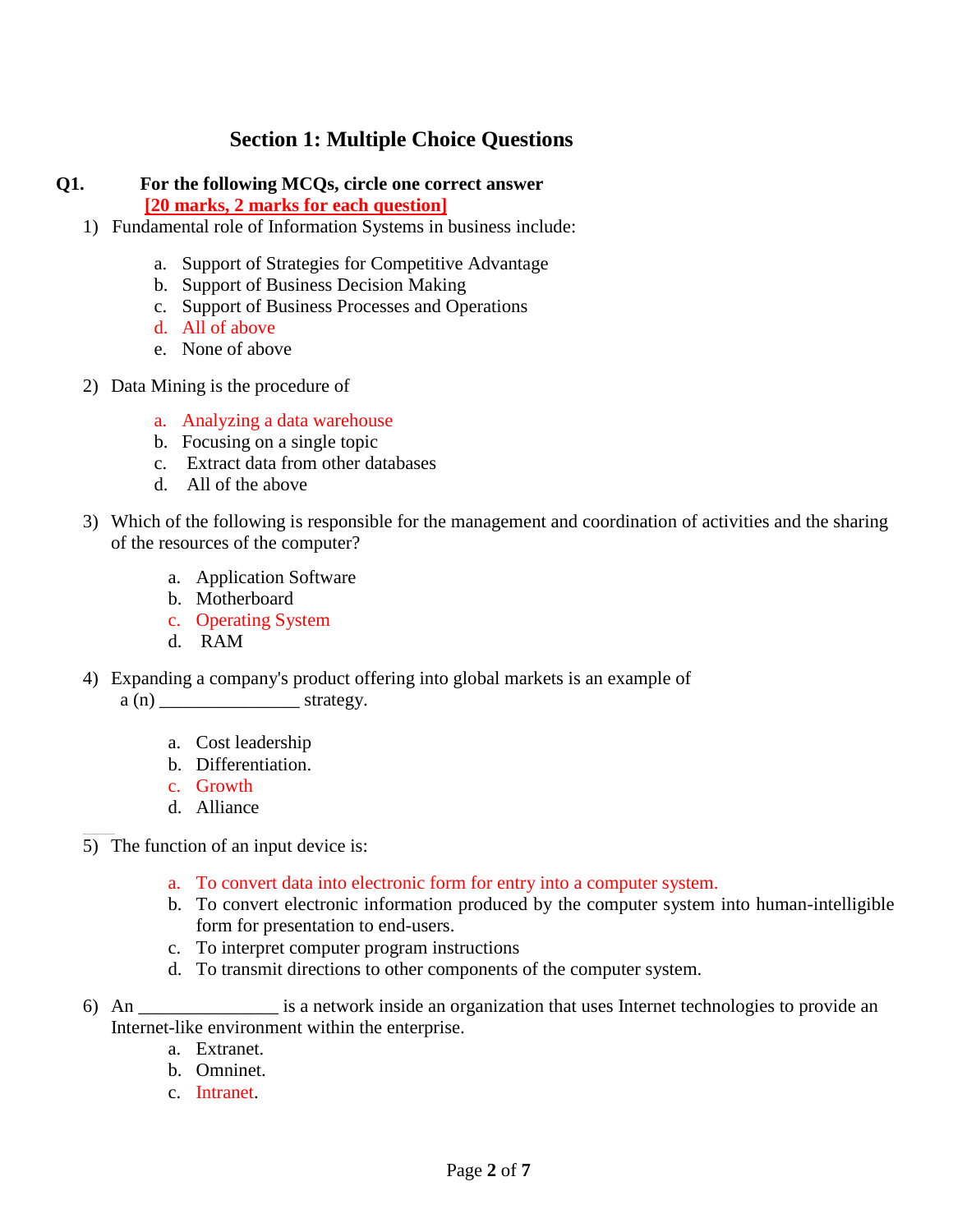## Section 1: Multiple Choice Questions

**Q1. For the following MCQs, circle one correct answer**
**[20 marks, 2 marks for each question]**

1) Fundamental role of Information Systems in business include:

   a. Support of Strategies for Competitive Advantage
   b. Support of Business Decision Making
   c. Support of Business Processes and Operations
   d. All of above
   e. None of above

2) Data Mining is the procedure of

   a. Analyzing a data warehouse
   b. Focusing on a single topic
   c. Extract data from other databases
   d. All of the above

3) Which of the following is responsible for the management and coordination of activities and the sharing of the resources of the computer?

   a. Application Software
   b. Motherboard
   c. Operating System
   d. RAM

4) Expanding a company's product offering into global markets is an example of a (n) _______________ strategy.

   a. Cost leadership
   b. Differentiation.
   c. Growth
   d. Alliance

5) The function of an input device is:

   a. To convert data into electronic form for entry into a computer system.
   b. To convert electronic information produced by the computer system into human-intelligible form for presentation to end-users.
   c. To interpret computer program instructions
   d. To transmit directions to other components of the computer system.

6) An _______________ is a network inside an organization that uses Internet technologies to provide an Internet-like environment within the enterprise.

   a. Extranet.
   b. Omninet.
   c. Intranet.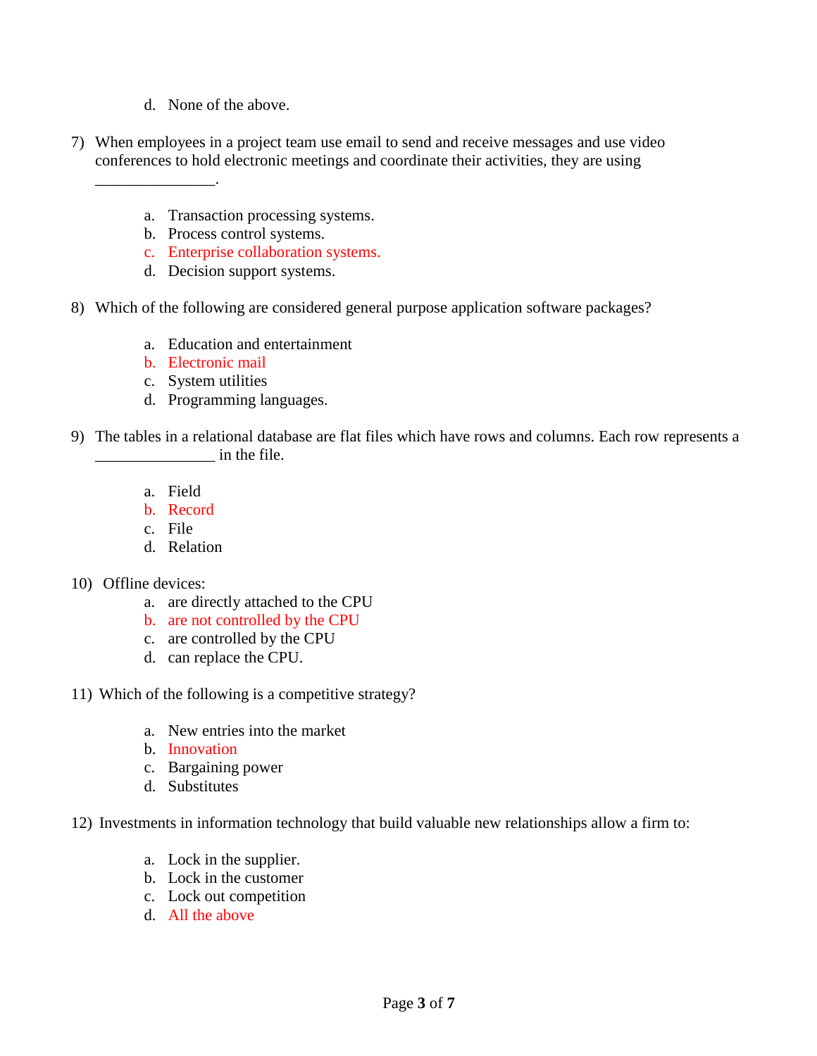d. None of the above.

7) When employees in a project team use email to send and receive messages and use video conferences to hold electronic meetings and coordinate their activities, they are using _______________.

   a. Transaction processing systems.
   b. Process control systems.
   c. Enterprise collaboration systems.
   d. Decision support systems.

8) Which of the following are considered general purpose application software packages?

   a. Education and entertainment
   b. Electronic mail
   c. System utilities
   d. Programming languages.

9) The tables in a relational database are flat files which have rows and columns. Each row represents a _______________ in the file.

   a. Field
   b. Record
   c. File
   d. Relation

10) Offline devices:

   a. are directly attached to the CPU
   b. are not controlled by the CPU
   c. are controlled by the CPU
   d. can replace the CPU.

11) Which of the following is a competitive strategy?

   a. New entries into the market
   b. Innovation
   c. Bargaining power
   d. Substitutes

12) Investments in information technology that build valuable new relationships allow a firm to:

   a. Lock in the supplier.
   b. Lock in the customer
   c. Lock out competition
   d. All the above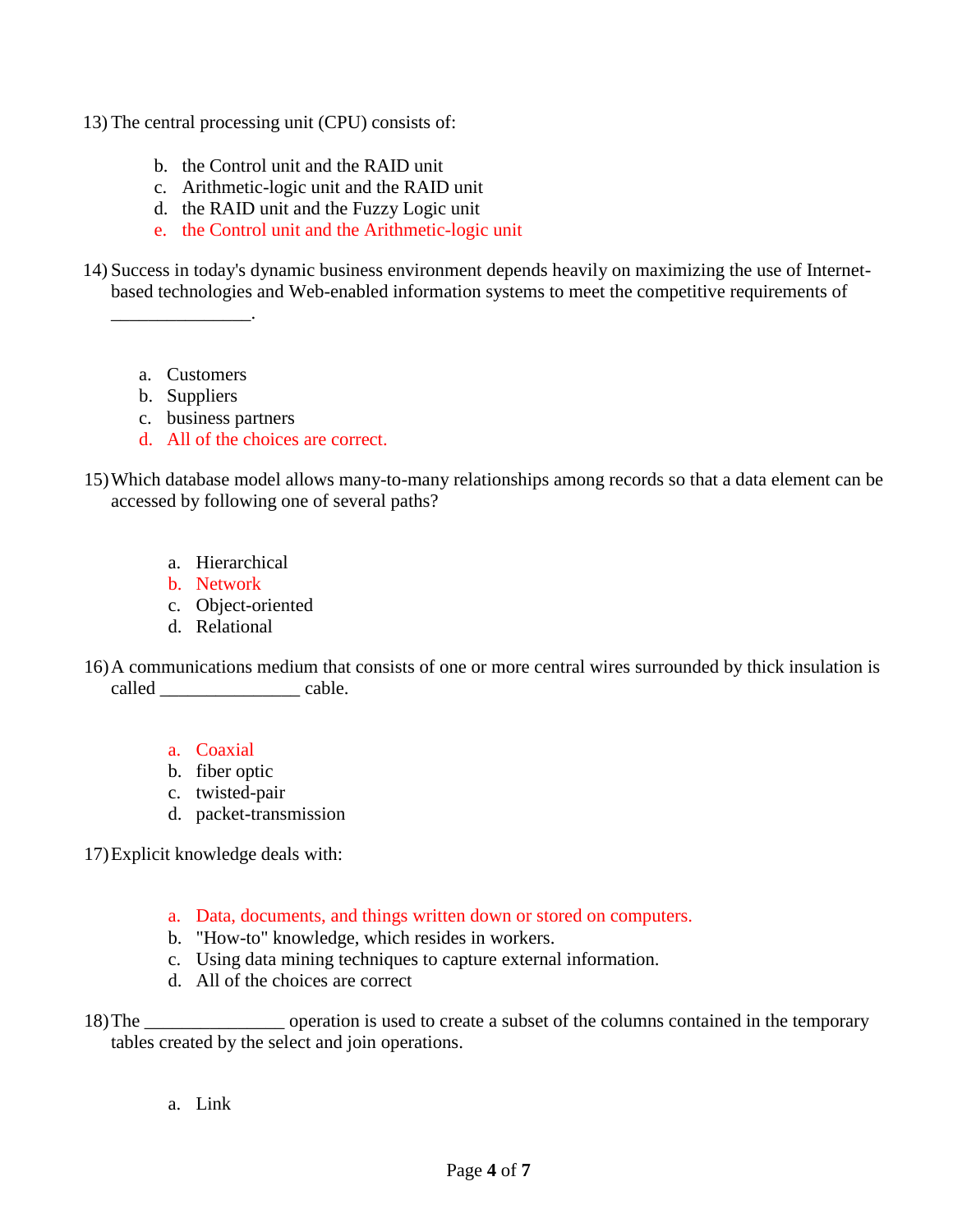13) The central processing unit (CPU) consists of:

   b. the Control unit and the RAID unit
   c. Arithmetic-logic unit and the RAID unit
   d. the RAID unit and the Fuzzy Logic unit
   e. the Control unit and the Arithmetic-logic unit

14) Success in today's dynamic business environment depends heavily on maximizing the use of Internet-based technologies and Web-enabled information systems to meet the competitive requirements of _______________.

   a. Customers
   b. Suppliers
   c. business partners
   d. All of the choices are correct.

15) Which database model allows many-to-many relationships among records so that a data element can be accessed by following one of several paths?

   a. Hierarchical
   b. Network
   c. Object-oriented
   d. Relational

16) A communications medium that consists of one or more central wires surrounded by thick insulation is called _______________ cable.

   a. Coaxial
   b. fiber optic
   c. twisted-pair
   d. packet-transmission

17) Explicit knowledge deals with:

   a. Data, documents, and things written down or stored on computers.
   b. "How-to" knowledge, which resides in workers.
   c. Using data mining techniques to capture external information.
   d. All of the choices are correct

18) The _______________ operation is used to create a subset of the columns contained in the temporary tables created by the select and join operations.

   a. Link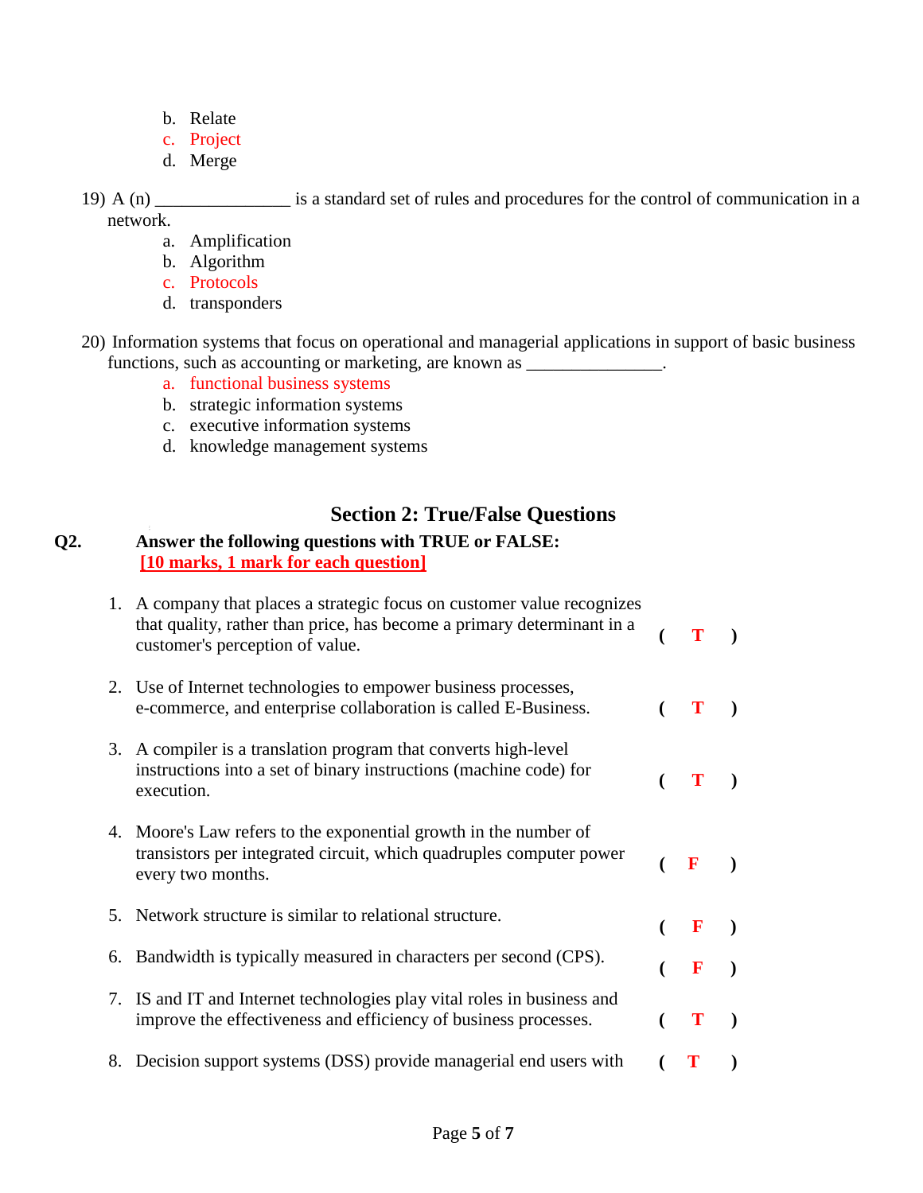b. Relate
   c. Project
   d. Merge

19) A (n) _______________ is a standard set of rules and procedures for the control of communication in a network.
   a. Amplification
   b. Algorithm
   c. Protocols
   d. transponders

20) Information systems that focus on operational and managerial applications in support of basic business functions, such as accounting or marketing, are known as _______________.
   a. functional business systems
   b. strategic information systems
   c. executive information systems
   d. knowledge management systems

## Section 2: True/False Questions

**Q2. Answer the following questions with TRUE or FALSE:**
**[10 marks, 1 mark for each question]**

1. A company that places a strategic focus on customer value recognizes that quality, rather than price, has become a primary determinant in a customer's perception of value. ( **T** )

2. Use of Internet technologies to empower business processes, e-commerce, and enterprise collaboration is called E-Business. ( **T** )

3. A compiler is a translation program that converts high-level instructions into a set of binary instructions (machine code) for execution. ( **T** )

4. Moore's Law refers to the exponential growth in the number of transistors per integrated circuit, which quadruples computer power every two months. ( **F** )

5. Network structure is similar to relational structure. ( **F** )

6. Bandwidth is typically measured in characters per second (CPS). ( **F** )

7. IS and IT and Internet technologies play vital roles in business and improve the effectiveness and efficiency of business processes. ( **T** )

8. Decision support systems (DSS) provide managerial end users with ( **T** )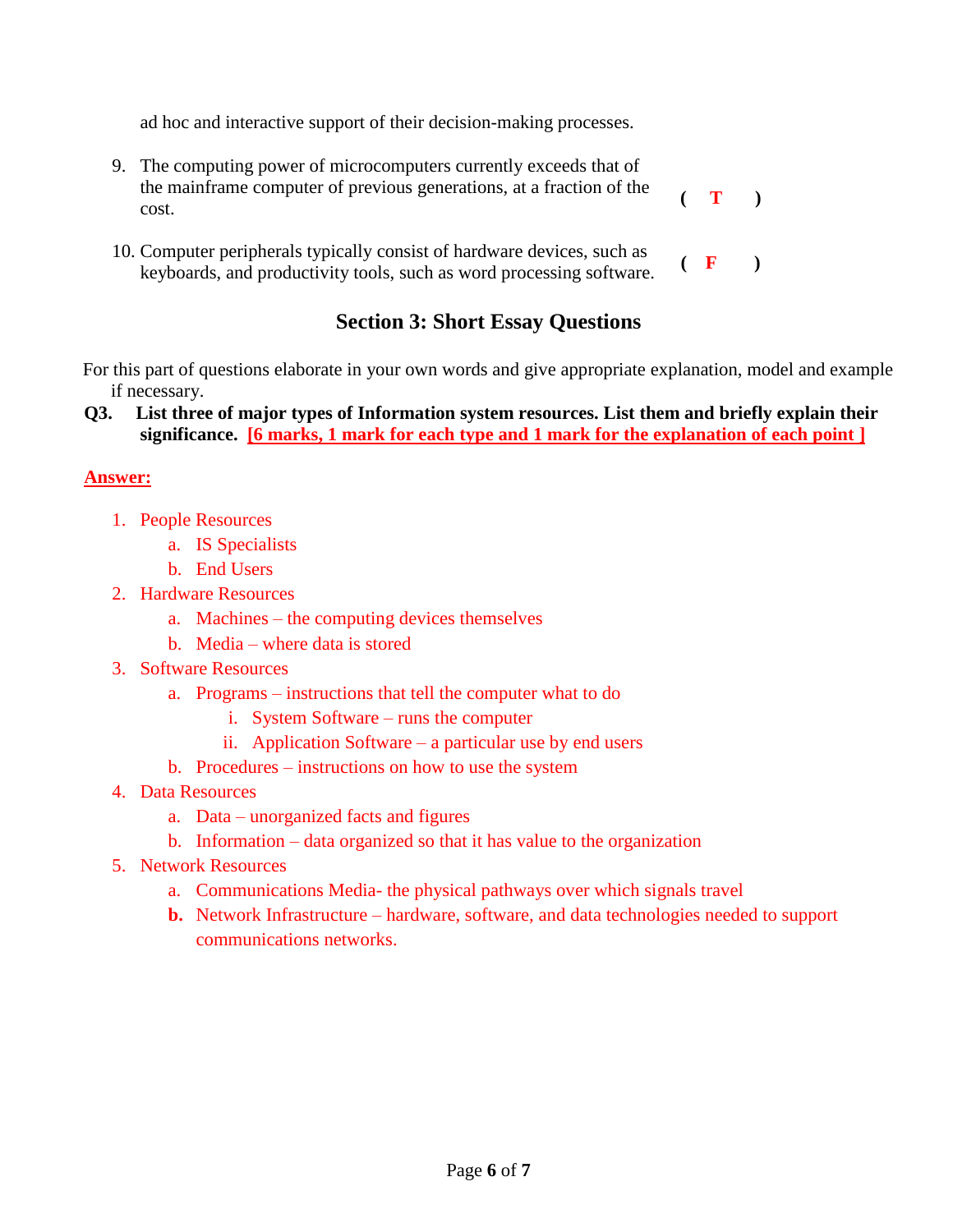ad hoc and interactive support of their decision-making processes.

9. The computing power of microcomputers currently exceeds that of the mainframe computer of previous generations, at a fraction of the cost. **( T )**

10. Computer peripherals typically consist of hardware devices, such as keyboards, and productivity tools, such as word processing software. **( F )**

## Section 3: Short Essay Questions

For this part of questions elaborate in your own words and give appropriate explanation, model and example if necessary.

**Q3. List three of major types of Information system resources. List them and briefly explain their significance.** **[6 marks, 1 mark for each type and 1 mark for the explanation of each point ]**

**Answer:**

1. People Resources
   a. IS Specialists
   b. End Users
2. Hardware Resources
   a. Machines – the computing devices themselves
   b. Media – where data is stored
3. Software Resources
   a. Programs – instructions that tell the computer what to do
      i. System Software – runs the computer
      ii. Application Software – a particular use by end users
   b. Procedures – instructions on how to use the system
4. Data Resources
   a. Data – unorganized facts and figures
   b. Information – data organized so that it has value to the organization
5. Network Resources
   a. Communications Media- the physical pathways over which signals travel
   b. Network Infrastructure – hardware, software, and data technologies needed to support communications networks.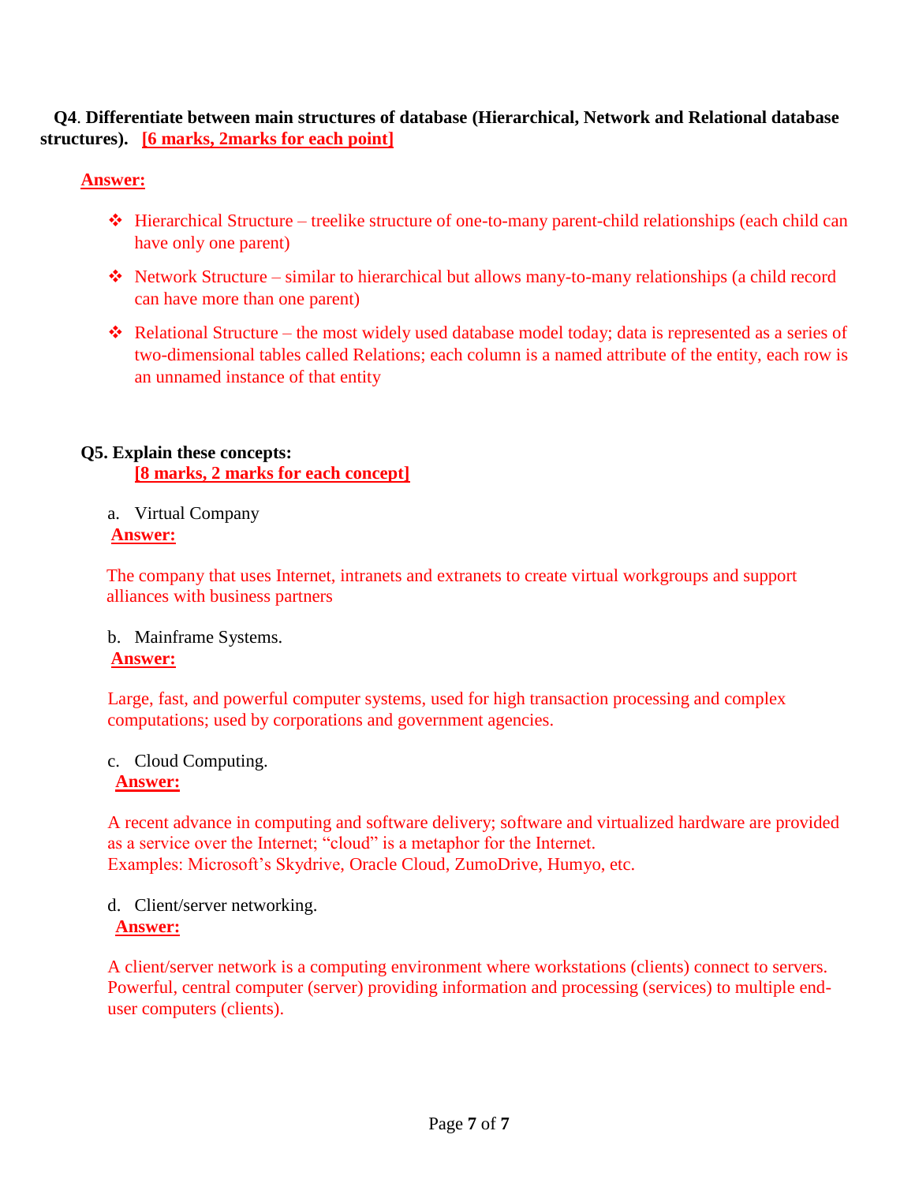**Q4**. **Differentiate between main structures of database (Hierarchical, Network and Relational database structures).** **[6 marks, 2marks for each point]**

**Answer:**

- Hierarchical Structure – treelike structure of one-to-many parent-child relationships (each child can have only one parent)
- Network Structure – similar to hierarchical but allows many-to-many relationships (a child record can have more than one parent)
- Relational Structure – the most widely used database model today; data is represented as a series of two-dimensional tables called Relations; each column is a named attribute of the entity, each row is an unnamed instance of that entity

**Q5. Explain these concepts:**
**[8 marks, 2 marks for each concept]**

a. Virtual Company

**Answer:**

The company that uses Internet, intranets and extranets to create virtual workgroups and support alliances with business partners

b. Mainframe Systems.

**Answer:**

Large, fast, and powerful computer systems, used for high transaction processing and complex computations; used by corporations and government agencies.

c. Cloud Computing.

**Answer:**

A recent advance in computing and software delivery; software and virtualized hardware are provided as a service over the Internet; "cloud" is a metaphor for the Internet.
Examples: Microsoft's Skydrive, Oracle Cloud, ZumoDrive, Humyo, etc.

d. Client/server networking.

**Answer:**

A client/server network is a computing environment where workstations (clients) connect to servers. Powerful, central computer (server) providing information and processing (services) to multiple end-user computers (clients).